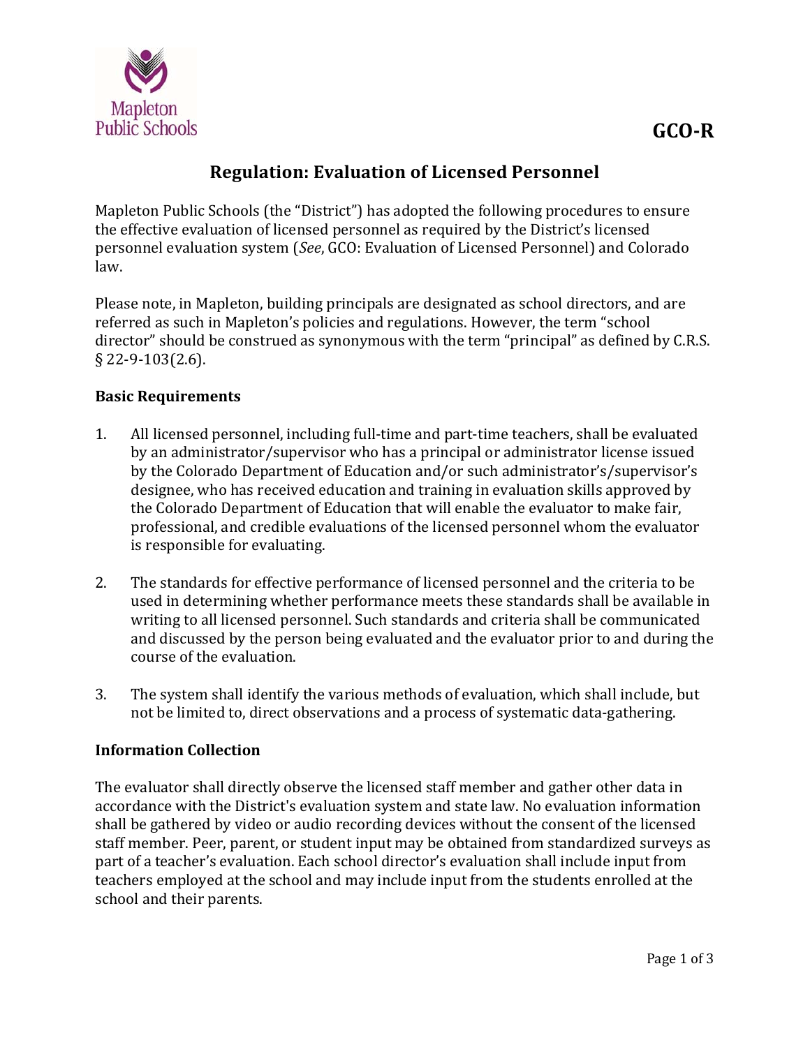GCO-R

# Regulation: Evaluation of Licensed Personnel

Mapleton Public Schools (the "District") has adopted the following procedures to ensure the effective evaluation of licensed personnel as required by the District's licensed personnel evaluation system (*See*, GCO: Evaluation of Licensed Personnel) and Colorado law.

Please note, in Mapleton, building principals are designated as school directors, and are referred as such in Mapleton's policies and regulations. However, the term "school director" should be construed as synonymous with the term "principal" as defined by C.R.S. § 22-9-103(2.6).

### Basic Requirements

1. All licensed personnel, including full-time and part-time teachers, shall be evaluated by an administrator/supervisor who has a principal or administrator license issued by the Colorado Department of Education and/or such administrator's/supervisor's designee, who has received education and training in evaluation skills approved by the Colorado Department of Education that will enable the evaluator to make fair, professional, and credible evaluations of the licensed personnel whom the evaluator is responsible for evaluating.

2. The standards for effective performance of licensed personnel and the criteria to be used in determining whether performance meets these standards shall be available in writing to all licensed personnel. Such standards and criteria shall be communicated and discussed by the person being evaluated and the evaluator prior to and during the course of the evaluation.

3. The system shall identify the various methods of evaluation, which shall include, but not be limited to, direct observations and a process of systematic data-gathering.

### Information Collection

The evaluator shall directly observe the licensed staff member and gather other data in accordance with the District's evaluation system and state law. No evaluation information shall be gathered by video or audio recording devices without the consent of the licensed staff member. Peer, parent, or student input may be obtained from standardized surveys as part of a teacher's evaluation. Each school director's evaluation shall include input from teachers employed at the school and may include input from the students enrolled at the school and their parents.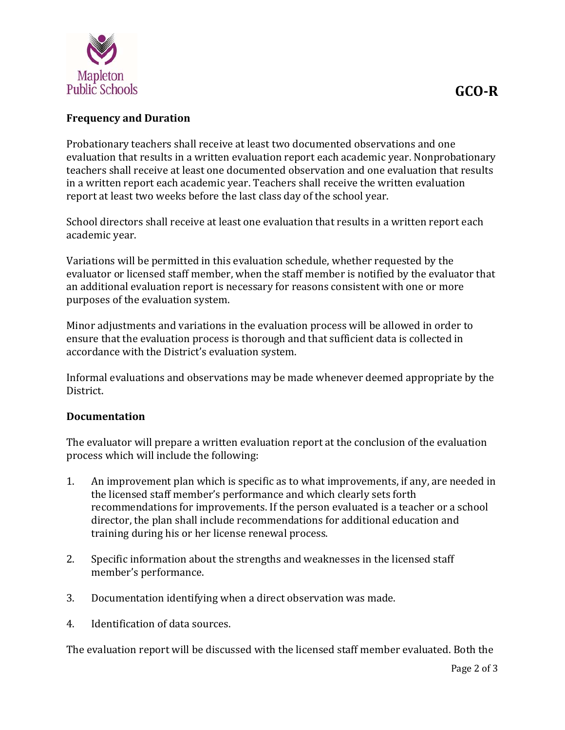### Frequency and Duration

Probationary teachers shall receive at least two documented observations and one evaluation that results in a written evaluation report each academic year. Nonprobationary teachers shall receive at least one documented observation and one evaluation that results in a written report each academic year. Teachers shall receive the written evaluation report at least two weeks before the last class day of the school year.

School directors shall receive at least one evaluation that results in a written report each academic year.

Variations will be permitted in this evaluation schedule, whether requested by the evaluator or licensed staff member, when the staff member is notified by the evaluator that an additional evaluation report is necessary for reasons consistent with one or more purposes of the evaluation system.

Minor adjustments and variations in the evaluation process will be allowed in order to ensure that the evaluation process is thorough and that sufficient data is collected in accordance with the District's evaluation system.

Informal evaluations and observations may be made whenever deemed appropriate by the District.

### Documentation

The evaluator will prepare a written evaluation report at the conclusion of the evaluation process which will include the following:

1. An improvement plan which is specific as to what improvements, if any, are needed in the licensed staff member's performance and which clearly sets forth recommendations for improvements. If the person evaluated is a teacher or a school director, the plan shall include recommendations for additional education and training during his or her license renewal process.

2. Specific information about the strengths and weaknesses in the licensed staff member's performance.

3. Documentation identifying when a direct observation was made.

4. Identification of data sources.

The evaluation report will be discussed with the licensed staff member evaluated. Both the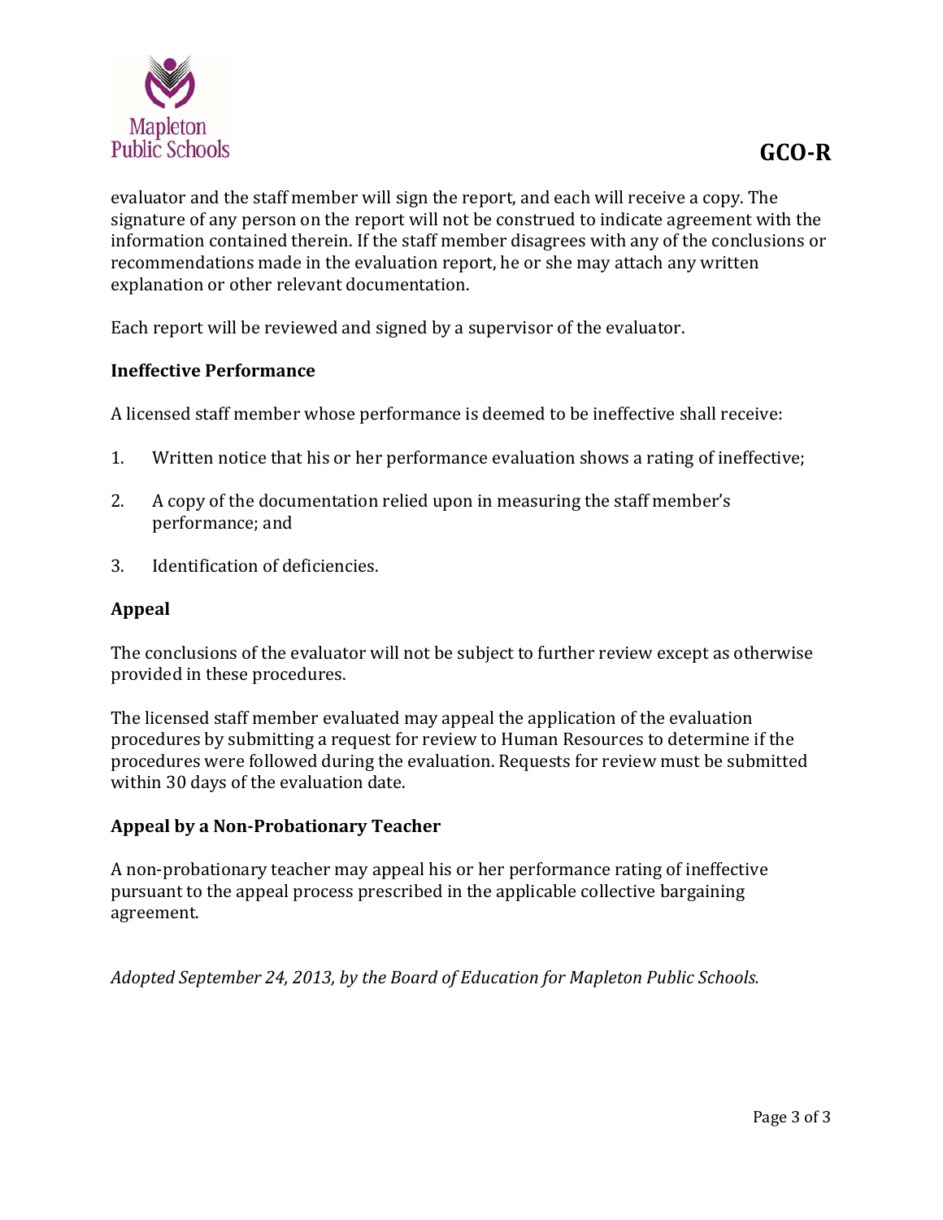evaluator and the staff member will sign the report, and each will receive a copy. The signature of any person on the report will not be construed to indicate agreement with the information contained therein. If the staff member disagrees with any of the conclusions or recommendations made in the evaluation report, he or she may attach any written explanation or other relevant documentation.

Each report will be reviewed and signed by a supervisor of the evaluator.

**Ineffective Performance**

A licensed staff member whose performance is deemed to be ineffective shall receive:

1. Written notice that his or her performance evaluation shows a rating of ineffective;

2. A copy of the documentation relied upon in measuring the staff member's performance; and

3. Identification of deficiencies.

**Appeal**

The conclusions of the evaluator will not be subject to further review except as otherwise provided in these procedures.

The licensed staff member evaluated may appeal the application of the evaluation procedures by submitting a request for review to Human Resources to determine if the procedures were followed during the evaluation. Requests for review must be submitted within 30 days of the evaluation date.

**Appeal by a Non-Probationary Teacher**

A non-probationary teacher may appeal his or her performance rating of ineffective pursuant to the appeal process prescribed in the applicable collective bargaining agreement.

*Adopted September 24, 2013, by the Board of Education for Mapleton Public Schools.*